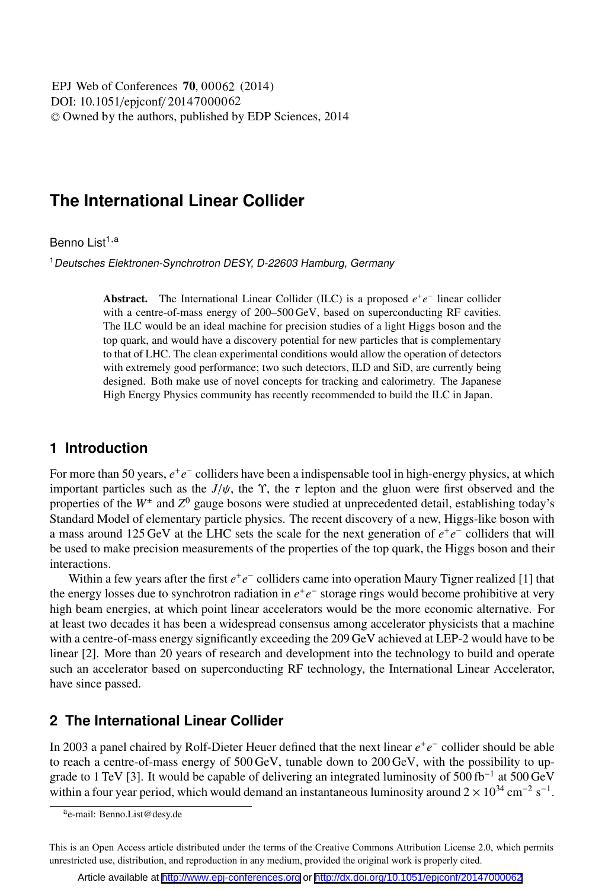# The International Linear Collider

Benno List[1,a]

[1] *Deutsches Elektronen-Synchrotron DESY, D-22603 Hamburg, Germany*

**Abstract.** The International Linear Collider (ILC) is a proposed $e^+e^-$ linear collider with a centre-of-mass energy of 200–500 GeV, based on superconducting RF cavities. The ILC would be an ideal machine for precision studies of a light Higgs boson and the top quark, and would have a discovery potential for new particles that is complementary to that of LHC. The clean experimental conditions would allow the operation of detectors with extremely good performance; two such detectors, ILD and SiD, are currently being designed. Both make use of novel concepts for tracking and calorimetry. The Japanese High Energy Physics community has recently recommended to build the ILC in Japan.

## 1 Introduction

For more than 50 years, $e^+e^-$ colliders have been a indispensable tool in high-energy physics, at which important particles such as the $J/\psi$, the $\Upsilon$, the $\tau$ lepton and the gluon were first observed and the properties of the $W^\pm$ and $Z^0$ gauge bosons were studied at unprecedented detail, establishing today's Standard Model of elementary particle physics. The recent discovery of a new, Higgs-like boson with a mass around 125 GeV at the LHC sets the scale for the next generation of $e^+e^-$ colliders that will be used to make precision measurements of the properties of the top quark, the Higgs boson and their interactions.

Within a few years after the first $e^+e^-$ colliders came into operation Maury Tigner realized [1] that the energy losses due to synchrotron radiation in $e^+e^-$ storage rings would become prohibitive at very high beam energies, at which point linear accelerators would be the more economic alternative. For at least two decades it has been a widespread consensus among accelerator physicists that a machine with a centre-of-mass energy significantly exceeding the 209 GeV achieved at LEP-2 would have to be linear [2]. More than 20 years of research and development into the technology to build and operate such an accelerator based on superconducting RF technology, the International Linear Accelerator, have since passed.

## 2 The International Linear Collider

In 2003 a panel chaired by Rolf-Dieter Heuer defined that the next linear $e^+e^-$ collider should be able to reach a centre-of-mass energy of 500 GeV, tunable down to 200 GeV, with the possibility to upgrade to 1 TeV [3]. It would be capable of delivering an integrated luminosity of 500 fb$^{-1}$ at 500 GeV within a four year period, which would demand an instantaneous luminosity around $2 \times 10^{34}\,\text{cm}^{-2}\,\text{s}^{-1}$.

[a] e-mail: Benno.List@desy.de

This is an Open Access article distributed under the terms of the Creative Commons Attribution License 2.0, which permits unrestricted use, distribution, and reproduction in any medium, provided the original work is properly cited.

Article available at http://www.epj-conferences.org or http://dx.doi.org/10.1051/epjconf/20147000062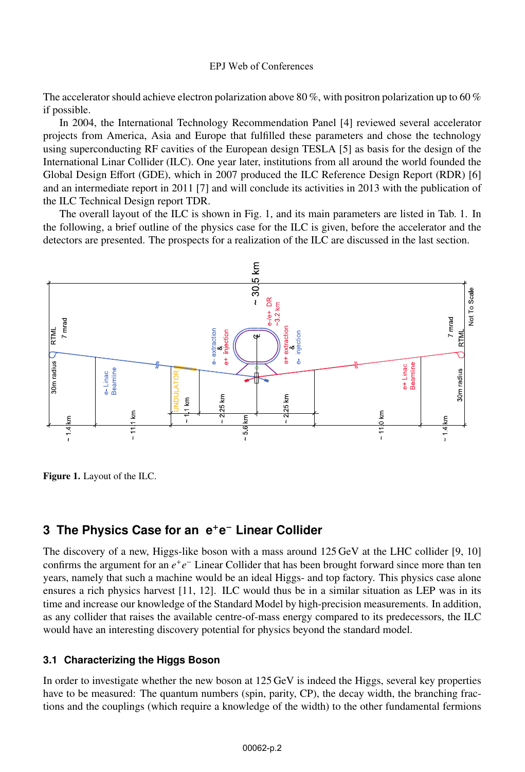The accelerator should achieve electron polarization above 80 %, with positron polarization up to 60 % if possible.

In 2004, the International Technology Recommendation Panel [4] reviewed several accelerator projects from America, Asia and Europe that fulfilled these parameters and chose the technology using superconducting RF cavities of the European design TESLA [5] as basis for the design of the International Linar Collider (ILC). One year later, institutions from all around the world founded the Global Design Effort (GDE), which in 2007 produced the ILC Reference Design Report (RDR) [6] and an intermediate report in 2011 [7] and will conclude its activities in 2013 with the publication of the ILC Technical Design report TDR.

The overall layout of the ILC is shown in Fig. 1, and its main parameters are listed in Tab. 1. In the following, a brief outline of the physics case for the ILC is given, before the accelerator and the detectors are presented. The prospects for a realization of the ILC are discussed in the last section.

**Figure 1.** Layout of the ILC.

## 3 The Physics Case for an $e^+e^-$ Linear Collider

The discovery of a new, Higgs-like boson with a mass around 125 GeV at the LHC collider [9, 10] confirms the argument for an $e^+e^-$ Linear Collider that has been brought forward since more than ten years, namely that such a machine would be an ideal Higgs- and top factory. This physics case alone ensures a rich physics harvest [11, 12]. ILC would thus be in a similar situation as LEP was in its time and increase our knowledge of the Standard Model by high-precision measurements. In addition, as any collider that raises the available centre-of-mass energy compared to its predecessors, the ILC would have an interesting discovery potential for physics beyond the standard model.

### 3.1 Characterizing the Higgs Boson

In order to investigate whether the new boson at 125 GeV is indeed the Higgs, several key properties have to be measured: The quantum numbers (spin, parity, CP), the decay width, the branching fractions and the couplings (which require a knowledge of the width) to the other fundamental fermions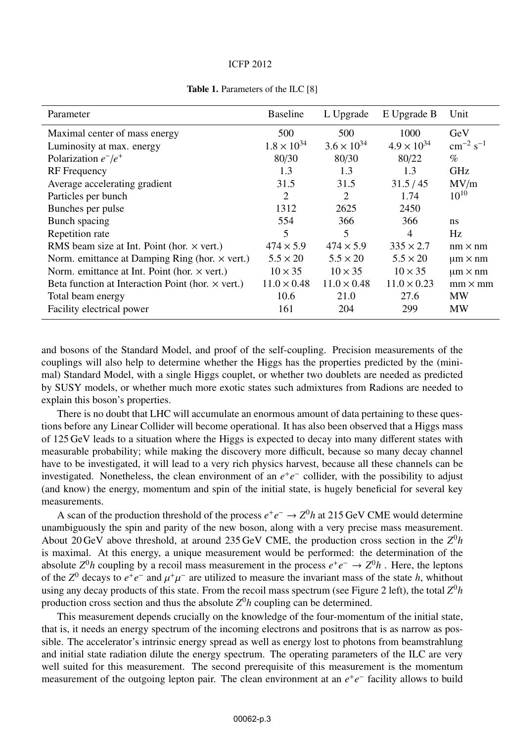**Table 1.** Parameters of the ILC [8]

| Parameter | Baseline | L Upgrade | E Upgrade B | Unit |
|---|---|---|---|---|
| Maximal center of mass energy | 500 | 500 | 1000 | GeV |
| Luminosity at max. energy | $1.8 \times 10^{34}$ | $3.6 \times 10^{34}$ | $4.9 \times 10^{34}$ | $\mathrm{cm}^{-2}\ \mathrm{s}^{-1}$ |
| Polarization $e^-/e^+$ | 80/30 | 80/30 | 80/22 | % |
| RF Frequency | 1.3 | 1.3 | 1.3 | GHz |
| Average accelerating gradient | 31.5 | 31.5 | 31.5 / 45 | MV/m |
| Particles per bunch | 2 | 2 | 1.74 | $10^{10}$ |
| Bunches per pulse | 1312 | 2625 | 2450 | |
| Bunch spacing | 554 | 366 | 366 | ns |
| Repetition rate | 5 | 5 | 4 | Hz |
| RMS beam size at Int. Point (hor. × vert.) | $474 \times 5.9$ | $474 \times 5.9$ | $335 \times 2.7$ | nm × nm |
| Norm. emittance at Damping Ring (hor. × vert.) | $5.5 \times 20$ | $5.5 \times 20$ | $5.5 \times 20$ | μm × nm |
| Norm. emittance at Int. Point (hor. × vert.) | $10 \times 35$ | $10 \times 35$ | $10 \times 35$ | μm × nm |
| Beta function at Interaction Point (hor. × vert.) | $11.0 \times 0.48$ | $11.0 \times 0.48$ | $11.0 \times 0.23$ | mm × mm |
| Total beam energy | 10.6 | 21.0 | 27.6 | MW |
| Facility electrical power | 161 | 204 | 299 | MW |

and bosons of the Standard Model, and proof of the self-coupling. Precision measurements of the couplings will also help to determine whether the Higgs has the properties predicted by the (minimal) Standard Model, with a single Higgs couplet, or whether two doublets are needed as predicted by SUSY models, or whether much more exotic states such admixtures from Radions are needed to explain this boson's properties.

There is no doubt that LHC will accumulate an enormous amount of data pertaining to these questions before any Linear Collider will become operational. It has also been observed that a Higgs mass of 125 GeV leads to a situation where the Higgs is expected to decay into many different states with measurable probability; while making the discovery more difficult, because so many decay channel have to be investigated, it will lead to a very rich physics harvest, because all these channels can be investigated. Nonetheless, the clean environment of an $e^+e^-$ collider, with the possibility to adjust (and know) the energy, momentum and spin of the initial state, is hugely beneficial for several key measurements.

A scan of the production threshold of the process $e^+e^- \rightarrow Z^0h$ at 215 GeV CME would determine unambiguously the spin and parity of the new boson, along with a very precise mass measurement. About 20 GeV above threshold, at around 235 GeV CME, the production cross section in the $Z^0h$ is maximal. At this energy, a unique measurement would be performed: the determination of the absolute $Z^0h$ coupling by a recoil mass measurement in the process $e^+e^- \rightarrow Z^0h$ . Here, the leptons of the $Z^0$ decays to $e^+e^-$ and $\mu^+\mu^-$ are utilized to measure the invariant mass of the state $h$, whithout using any decay products of this state. From the recoil mass spectrum (see Figure 2 left), the total $Z^0h$ production cross section and thus the absolute $Z^0h$ coupling can be determined.

This measurement depends crucially on the knowledge of the four-momentum of the initial state, that is, it needs an energy spectrum of the incoming electrons and positrons that is as narrow as possible. The accelerator's intrinsic energy spread as well as energy lost to photons from beamstrahlung and initial state radiation dilute the energy spectrum. The operating parameters of the ILC are very well suited for this measurement. The second prerequisite of this measurement is the momentum measurement of the outgoing lepton pair. The clean environment at an $e^+e^-$ facility allows to build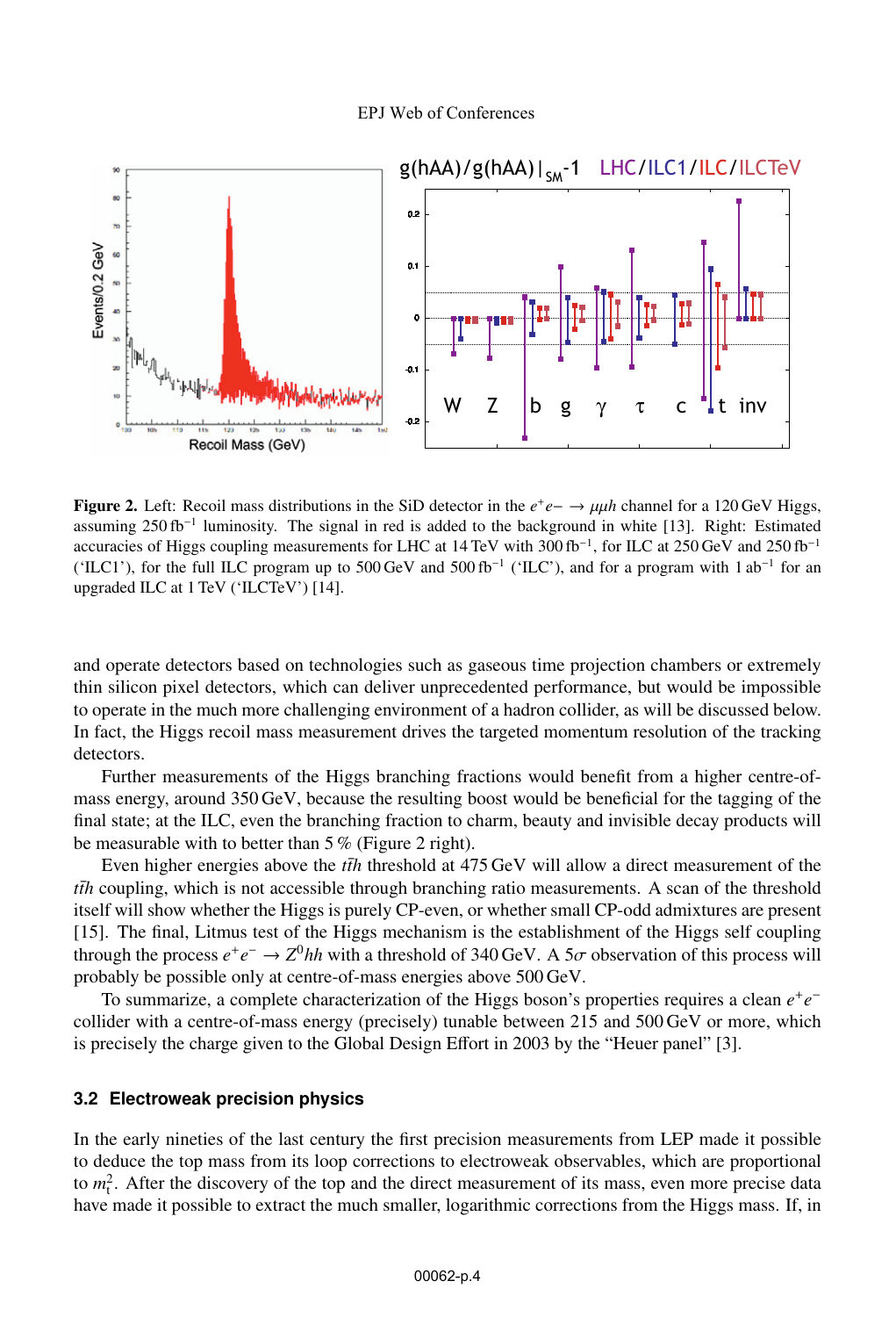**Figure 2.** Left: Recoil mass distributions in the SiD detector in the $e^+e^- \rightarrow \mu\mu h$ channel for a 120 GeV Higgs, assuming 250 fb$^{-1}$ luminosity. The signal in red is added to the background in white [13]. Right: Estimated accuracies of Higgs coupling measurements for LHC at 14 TeV with 300 fb$^{-1}$, for ILC at 250 GeV and 250 fb$^{-1}$ ('ILC1'), for the full ILC program up to 500 GeV and 500 fb$^{-1}$ ('ILC'), and for a program with 1 ab$^{-1}$ for an upgraded ILC at 1 TeV ('ILCTeV') [14].

and operate detectors based on technologies such as gaseous time projection chambers or extremely thin silicon pixel detectors, which can deliver unprecedented performance, but would be impossible to operate in the much more challenging environment of a hadron collider, as will be discussed below. In fact, the Higgs recoil mass measurement drives the targeted momentum resolution of the tracking detectors.

Further measurements of the Higgs branching fractions would benefit from a higher centre-of-mass energy, around 350 GeV, because the resulting boost would be beneficial for the tagging of the final state; at the ILC, even the branching fraction to charm, beauty and invisible decay products will be measurable with to better than 5 % (Figure 2 right).

Even higher energies above the $t\bar{t}h$ threshold at 475 GeV will allow a direct measurement of the $t\bar{t}h$ coupling, which is not accessible through branching ratio measurements. A scan of the threshold itself will show whether the Higgs is purely CP-even, or whether small CP-odd admixtures are present [15]. The final, Litmus test of the Higgs mechanism is the establishment of the Higgs self coupling through the process $e^+e^- \rightarrow Z^0hh$ with a threshold of 340 GeV. A $5\sigma$ observation of this process will probably be possible only at centre-of-mass energies above 500 GeV.

To summarize, a complete characterization of the Higgs boson's properties requires a clean $e^+e^-$ collider with a centre-of-mass energy (precisely) tunable between 215 and 500 GeV or more, which is precisely the charge given to the Global Design Effort in 2003 by the "Heuer panel" [3].

### 3.2 Electroweak precision physics

In the early nineties of the last century the first precision measurements from LEP made it possible to deduce the top mass from its loop corrections to electroweak observables, which are proportional to $m_t^2$. After the discovery of the top and the direct measurement of its mass, even more precise data have made it possible to extract the much smaller, logarithmic corrections from the Higgs mass. If, in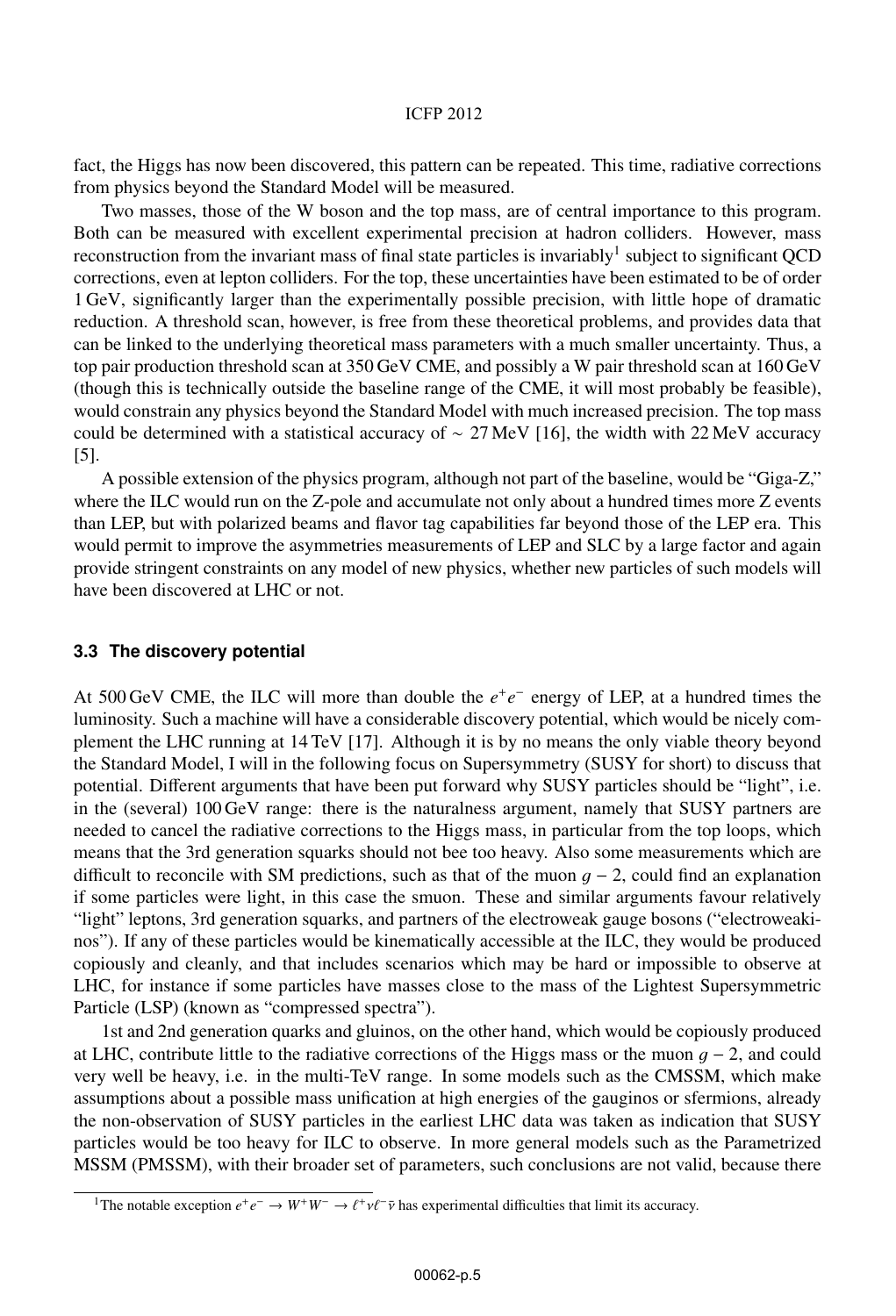fact, the Higgs has now been discovered, this pattern can be repeated. This time, radiative corrections from physics beyond the Standard Model will be measured.

Two masses, those of the W boson and the top mass, are of central importance to this program. Both can be measured with excellent experimental precision at hadron colliders. However, mass reconstruction from the invariant mass of final state particles is invariably[1] subject to significant QCD corrections, even at lepton colliders. For the top, these uncertainties have been estimated to be of order 1 GeV, significantly larger than the experimentally possible precision, with little hope of dramatic reduction. A threshold scan, however, is free from these theoretical problems, and provides data that can be linked to the underlying theoretical mass parameters with a much smaller uncertainty. Thus, a top pair production threshold scan at 350 GeV CME, and possibly a W pair threshold scan at 160 GeV (though this is technically outside the baseline range of the CME, it will most probably be feasible), would constrain any physics beyond the Standard Model with much increased precision. The top mass could be determined with a statistical accuracy of $\sim$ 27 MeV [16], the width with 22 MeV accuracy [5].

A possible extension of the physics program, although not part of the baseline, would be "Giga-Z," where the ILC would run on the Z-pole and accumulate not only about a hundred times more Z events than LEP, but with polarized beams and flavor tag capabilities far beyond those of the LEP era. This would permit to improve the asymmetries measurements of LEP and SLC by a large factor and again provide stringent constraints on any model of new physics, whether new particles of such models will have been discovered at LHC or not.

### 3.3 The discovery potential

At 500 GeV CME, the ILC will more than double the $e^+e^-$ energy of LEP, at a hundred times the luminosity. Such a machine will have a considerable discovery potential, which would be nicely complement the LHC running at 14 TeV [17]. Although it is by no means the only viable theory beyond the Standard Model, I will in the following focus on Supersymmetry (SUSY for short) to discuss that potential. Different arguments that have been put forward why SUSY particles should be "light", i.e. in the (several) 100 GeV range: there is the naturalness argument, namely that SUSY partners are needed to cancel the radiative corrections to the Higgs mass, in particular from the top loops, which means that the 3rd generation squarks should not bee too heavy. Also some measurements which are difficult to reconcile with SM predictions, such as that of the muon $g-2$, could find an explanation if some particles were light, in this case the smuon. These and similar arguments favour relatively "light" leptons, 3rd generation squarks, and partners of the electroweak gauge bosons ("electroweakinos"). If any of these particles would be kinematically accessible at the ILC, they would be produced copiously and cleanly, and that includes scenarios which may be hard or impossible to observe at LHC, for instance if some particles have masses close to the mass of the Lightest Supersymmetric Particle (LSP) (known as "compressed spectra").

1st and 2nd generation quarks and gluinos, on the other hand, which would be copiously produced at LHC, contribute little to the radiative corrections of the Higgs mass or the muon $g-2$, and could very well be heavy, i.e. in the multi-TeV range. In some models such as the CMSSM, which make assumptions about a possible mass unification at high energies of the gauginos or sfermions, already the non-observation of SUSY particles in the earliest LHC data was taken as indication that SUSY particles would be too heavy for ILC to observe. In more general models such as the Parametrized MSSM (PMSSM), with their broader set of parameters, such conclusions are not valid, because there

[1] The notable exception $e^+e^- \to W^+W^- \to \ell^+\nu\ell^-\bar{\nu}$ has experimental difficulties that limit its accuracy.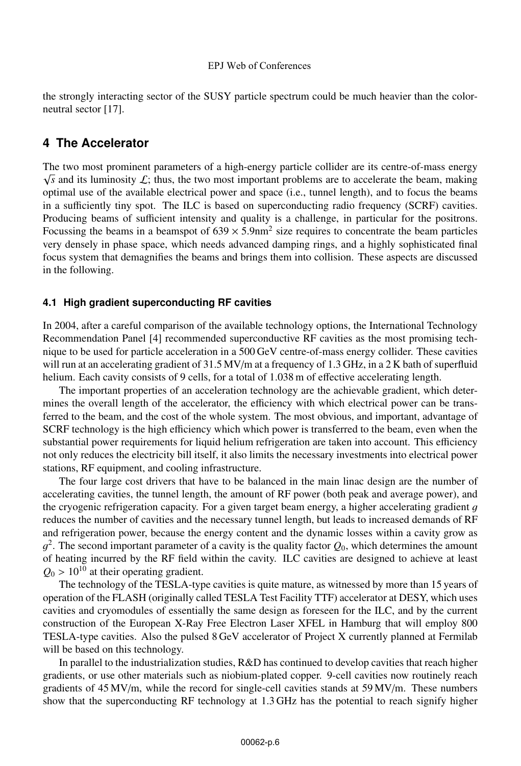the strongly interacting sector of the SUSY particle spectrum could be much heavier than the color-neutral sector [17].

## 4 The Accelerator

The two most prominent parameters of a high-energy particle collider are its centre-of-mass energy $\sqrt{s}$ and its luminosity $\mathcal{L}$; thus, the two most important problems are to accelerate the beam, making optimal use of the available electrical power and space (i.e., tunnel length), and to focus the beams in a sufficiently tiny spot. The ILC is based on superconducting radio frequency (SCRF) cavities. Producing beams of sufficient intensity and quality is a challenge, in particular for the positrons. Focussing the beams in a beamspot of $639 \times 5.9 \mathrm{nm}^2$ size requires to concentrate the beam particles very densely in phase space, which needs advanced damping rings, and a highly sophisticated final focus system that demagnifies the beams and brings them into collision. These aspects are discussed in the following.

### 4.1 High gradient superconducting RF cavities

In 2004, after a careful comparison of the available technology options, the International Technology Recommendation Panel [4] recommended superconductive RF cavities as the most promising technique to be used for particle acceleration in a 500 GeV centre-of-mass energy collider. These cavities will run at an accelerating gradient of 31.5 MV/m at a frequency of 1.3 GHz, in a 2 K bath of superfluid helium. Each cavity consists of 9 cells, for a total of 1.038 m of effective accelerating length.

The important properties of an acceleration technology are the achievable gradient, which determines the overall length of the accelerator, the efficiency with which electrical power can be transferred to the beam, and the cost of the whole system. The most obvious, and important, advantage of SCRF technology is the high efficiency which which power is transferred to the beam, even when the substantial power requirements for liquid helium refrigeration are taken into account. This efficiency not only reduces the electricity bill itself, it also limits the necessary investments into electrical power stations, RF equipment, and cooling infrastructure.

The four large cost drivers that have to be balanced in the main linac design are the number of accelerating cavities, the tunnel length, the amount of RF power (both peak and average power), and the cryogenic refrigeration capacity. For a given target beam energy, a higher accelerating gradient $g$ reduces the number of cavities and the necessary tunnel length, but leads to increased demands of RF and refrigeration power, because the energy content and the dynamic losses within a cavity grow as $g^2$. The second important parameter of a cavity is the quality factor $Q_0$, which determines the amount of heating incurred by the RF field within the cavity. ILC cavities are designed to achieve at least $Q_0 > 10^{10}$ at their operating gradient.

The technology of the TESLA-type cavities is quite mature, as witnessed by more than 15 years of operation of the FLASH (originally called TESLA Test Facility TTF) accelerator at DESY, which uses cavities and cryomodules of essentially the same design as foreseen for the ILC, and by the current construction of the European X-Ray Free Electron Laser XFEL in Hamburg that will employ 800 TESLA-type cavities. Also the pulsed 8 GeV accelerator of Project X currently planned at Fermilab will be based on this technology.

In parallel to the industrialization studies, R&D has continued to develop cavities that reach higher gradients, or use other materials such as niobium-plated copper. 9-cell cavities now routinely reach gradients of 45 MV/m, while the record for single-cell cavities stands at 59 MV/m. These numbers show that the superconducting RF technology at 1.3 GHz has the potential to reach signify higher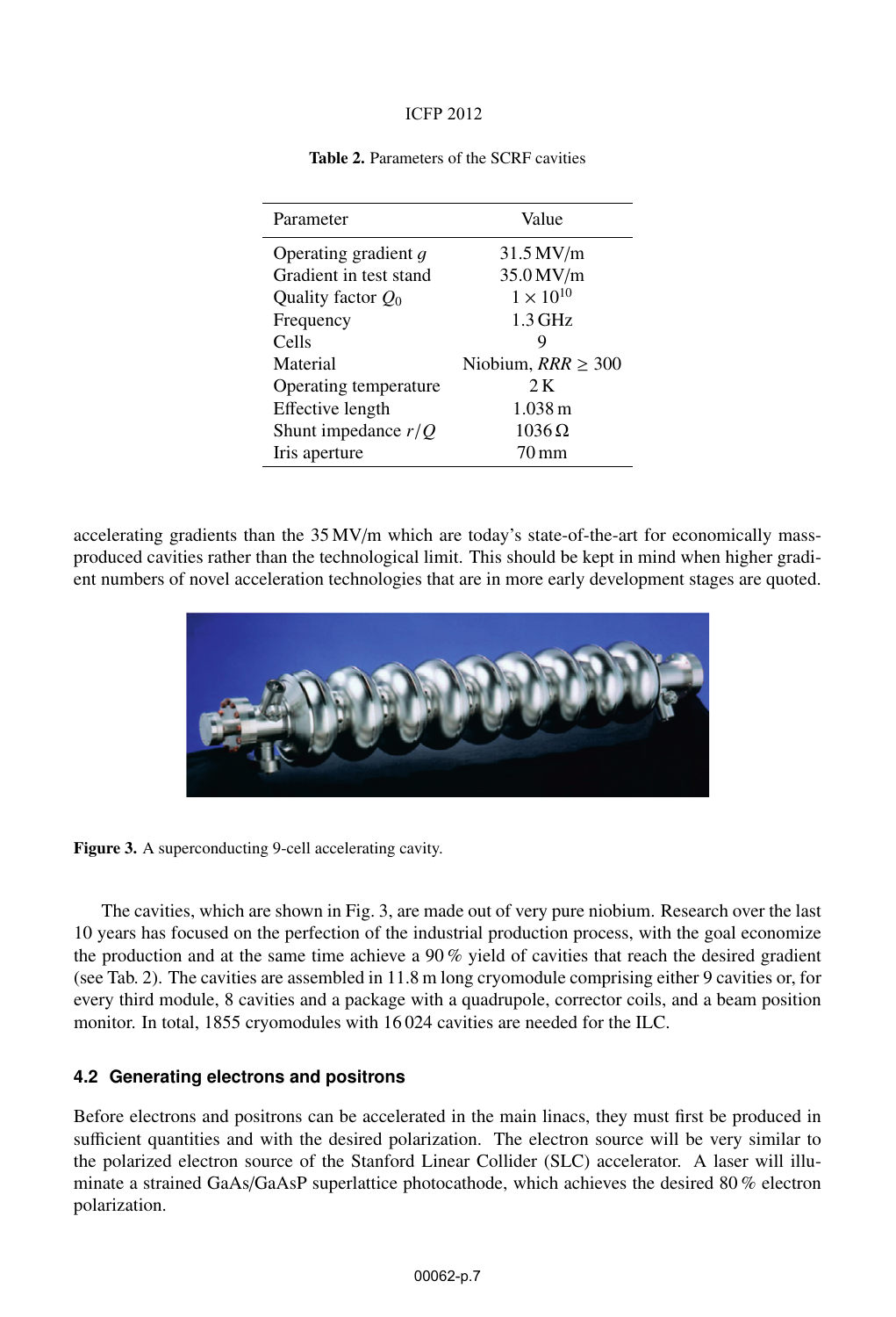**Table 2.** Parameters of the SCRF cavities

| Parameter | Value |
|---|---|
| Operating gradient $g$ | 31.5 MV/m |
| Gradient in test stand | 35.0 MV/m |
| Quality factor $Q_0$ | $1 \times 10^{10}$ |
| Frequency | 1.3 GHz |
| Cells | 9 |
| Material | Niobium, $RRR \geq 300$ |
| Operating temperature | 2 K |
| Effective length | 1.038 m |
| Shunt impedance $r/Q$ | $1036\,\Omega$ |
| Iris aperture | 70 mm |

accelerating gradients than the 35 MV/m which are today's state-of-the-art for economically mass-produced cavities rather than the technological limit. This should be kept in mind when higher gradient numbers of novel acceleration technologies that are in more early development stages are quoted.

**Figure 3.** A superconducting 9-cell accelerating cavity.

The cavities, which are shown in Fig. 3, are made out of very pure niobium. Research over the last 10 years has focused on the perfection of the industrial production process, with the goal economize the production and at the same time achieve a 90 % yield of cavities that reach the desired gradient (see Tab. 2). The cavities are assembled in 11.8 m long cryomodule comprising either 9 cavities or, for every third module, 8 cavities and a package with a quadrupole, corrector coils, and a beam position monitor. In total, 1855 cryomodules with 16 024 cavities are needed for the ILC.

### 4.2 Generating electrons and positrons

Before electrons and positrons can be accelerated in the main linacs, they must first be produced in sufficient quantities and with the desired polarization. The electron source will be very similar to the polarized electron source of the Stanford Linear Collider (SLC) accelerator. A laser will illuminate a strained GaAs/GaAsP superlattice photocathode, which achieves the desired 80 % electron polarization.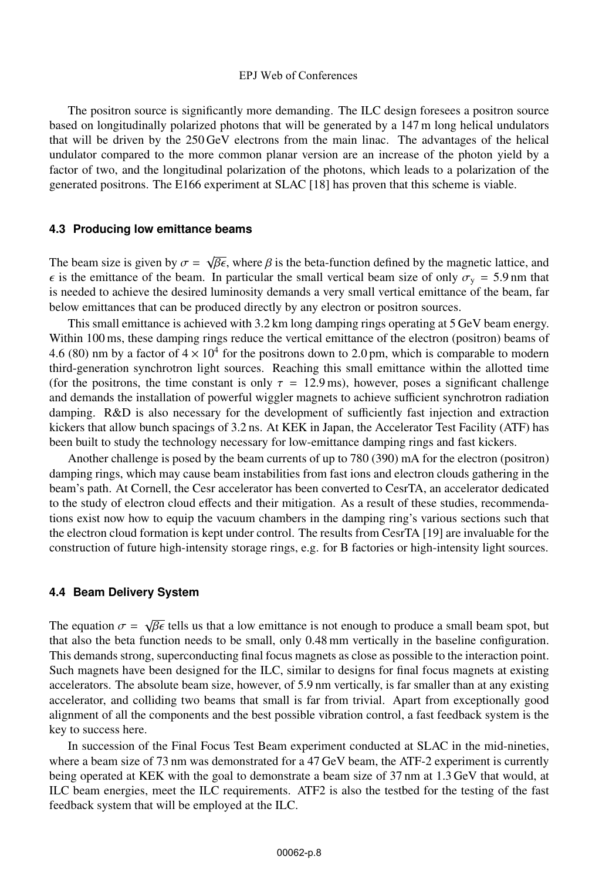The positron source is significantly more demanding. The ILC design foresees a positron source based on longitudinally polarized photons that will be generated by a 147 m long helical undulators that will be driven by the 250 GeV electrons from the main linac. The advantages of the helical undulator compared to the more common planar version are an increase of the photon yield by a factor of two, and the longitudinal polarization of the photons, which leads to a polarization of the generated positrons. The E166 experiment at SLAC [18] has proven that this scheme is viable.

### 4.3 Producing low emittance beams

The beam size is given by $\sigma = \sqrt{\beta\epsilon}$, where $\beta$ is the beta-function defined by the magnetic lattice, and $\epsilon$ is the emittance of the beam. In particular the small vertical beam size of only $\sigma_y = 5.9$ nm that is needed to achieve the desired luminosity demands a very small vertical emittance of the beam, far below emittances that can be produced directly by any electron or positron sources.

This small emittance is achieved with 3.2 km long damping rings operating at 5 GeV beam energy. Within 100 ms, these damping rings reduce the vertical emittance of the electron (positron) beams of 4.6 (80) nm by a factor of $4 \times 10^4$ for the positrons down to 2.0 pm, which is comparable to modern third-generation synchrotron light sources. Reaching this small emittance within the allotted time (for the positrons, the time constant is only $\tau = 12.9$ ms), however, poses a significant challenge and demands the installation of powerful wiggler magnets to achieve sufficient synchrotron radiation damping. R&D is also necessary for the development of sufficiently fast injection and extraction kickers that allow bunch spacings of 3.2 ns. At KEK in Japan, the Accelerator Test Facility (ATF) has been built to study the technology necessary for low-emittance damping rings and fast kickers.

Another challenge is posed by the beam currents of up to 780 (390) mA for the electron (positron) damping rings, which may cause beam instabilities from fast ions and electron clouds gathering in the beam's path. At Cornell, the Cesr accelerator has been converted to CesrTA, an accelerator dedicated to the study of electron cloud effects and their mitigation. As a result of these studies, recommendations exist now how to equip the vacuum chambers in the damping ring's various sections such that the electron cloud formation is kept under control. The results from CesrTA [19] are invaluable for the construction of future high-intensity storage rings, e.g. for B factories or high-intensity light sources.

### 4.4 Beam Delivery System

The equation $\sigma = \sqrt{\beta\epsilon}$ tells us that a low emittance is not enough to produce a small beam spot, but that also the beta function needs to be small, only 0.48 mm vertically in the baseline configuration. This demands strong, superconducting final focus magnets as close as possible to the interaction point. Such magnets have been designed for the ILC, similar to designs for final focus magnets at existing accelerators. The absolute beam size, however, of 5.9 nm vertically, is far smaller than at any existing accelerator, and colliding two beams that small is far from trivial. Apart from exceptionally good alignment of all the components and the best possible vibration control, a fast feedback system is the key to success here.

In succession of the Final Focus Test Beam experiment conducted at SLAC in the mid-nineties, where a beam size of 73 nm was demonstrated for a 47 GeV beam, the ATF-2 experiment is currently being operated at KEK with the goal to demonstrate a beam size of 37 nm at 1.3 GeV that would, at ILC beam energies, meet the ILC requirements. ATF2 is also the testbed for the testing of the fast feedback system that will be employed at the ILC.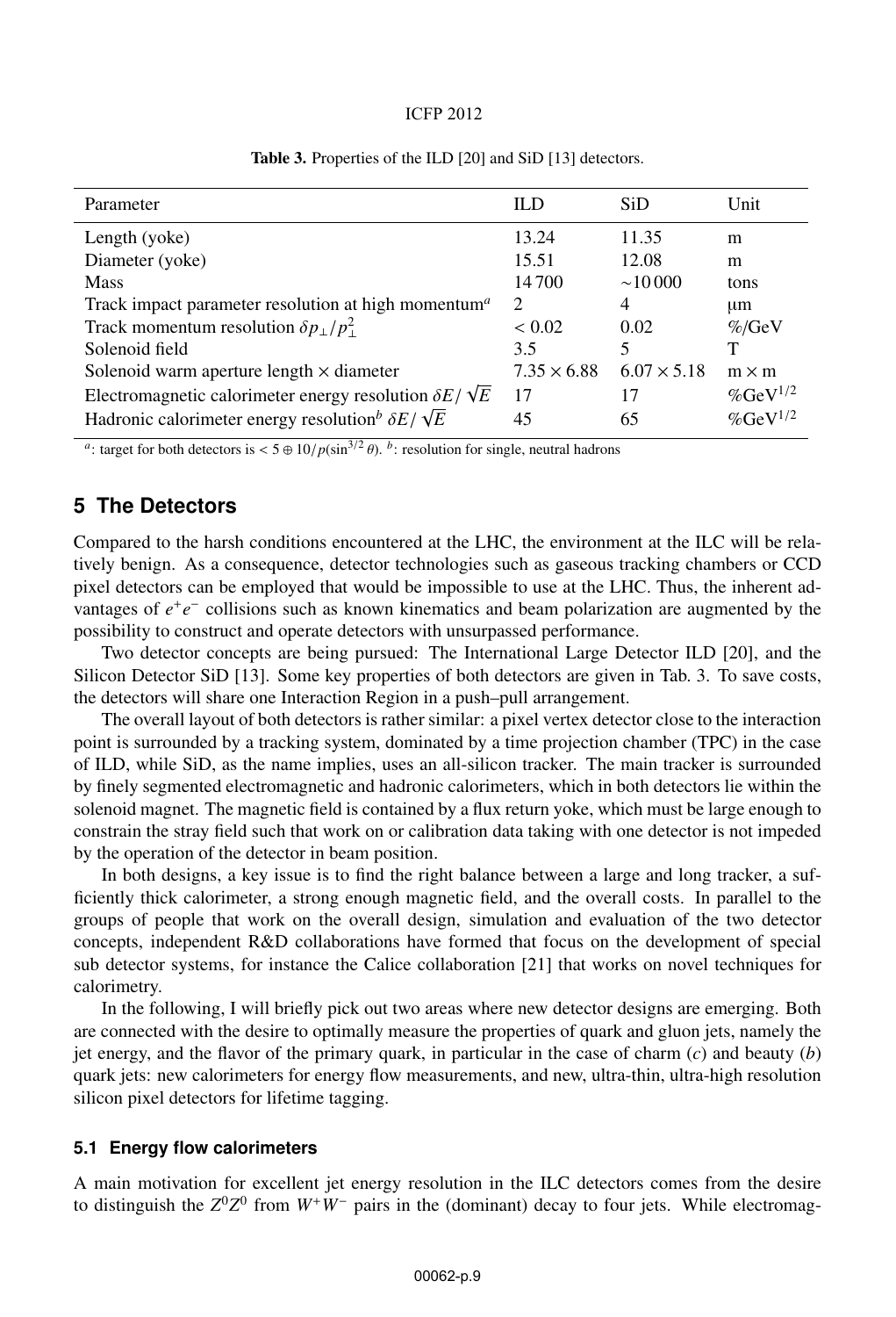**Table 3.** Properties of the ILD [20] and SiD [13] detectors.

| Parameter | ILD | SiD | Unit |
|---|---|---|---|
| Length (yoke) | 13.24 | 11.35 | m |
| Diameter (yoke) | 15.51 | 12.08 | m |
| Mass | 14 700 | ~10 000 | tons |
| Track impact parameter resolution at high momentum[a] | 2 | 4 | μm |
| Track momentum resolution $\delta p_\perp / p_\perp^2$ | < 0.02 | 0.02 | %/GeV |
| Solenoid field | 3.5 | 5 | T |
| Solenoid warm aperture length × diameter | $7.35 \times 6.88$ | $6.07 \times 5.18$ | m × m |
| Electromagnetic calorimeter energy resolution $\delta E/\sqrt{E}$ | 17 | 17 | %GeV$^{1/2}$ |
| Hadronic calorimeter energy resolution[b] $\delta E/\sqrt{E}$ | 45 | 65 | %GeV$^{1/2}$ |

[a]: target for both detectors is $< 5 \oplus 10/p(\sin^{3/2}\theta)$. [b]: resolution for single, neutral hadrons

## 5 The Detectors

Compared to the harsh conditions encountered at the LHC, the environment at the ILC will be relatively benign. As a consequence, detector technologies such as gaseous tracking chambers or CCD pixel detectors can be employed that would be impossible to use at the LHC. Thus, the inherent advantages of $e^+e^-$ collisions such as known kinematics and beam polarization are augmented by the possibility to construct and operate detectors with unsurpassed performance.

Two detector concepts are being pursued: The International Large Detector ILD [20], and the Silicon Detector SiD [13]. Some key properties of both detectors are given in Tab. 3. To save costs, the detectors will share one Interaction Region in a push–pull arrangement.

The overall layout of both detectors is rather similar: a pixel vertex detector close to the interaction point is surrounded by a tracking system, dominated by a time projection chamber (TPC) in the case of ILD, while SiD, as the name implies, uses an all-silicon tracker. The main tracker is surrounded by finely segmented electromagnetic and hadronic calorimeters, which in both detectors lie within the solenoid magnet. The magnetic field is contained by a flux return yoke, which must be large enough to constrain the stray field such that work on or calibration data taking with one detector is not impeded by the operation of the detector in beam position.

In both designs, a key issue is to find the right balance between a large and long tracker, a sufficiently thick calorimeter, a strong enough magnetic field, and the overall costs. In parallel to the groups of people that work on the overall design, simulation and evaluation of the two detector concepts, independent R&D collaborations have formed that focus on the development of special sub detector systems, for instance the Calice collaboration [21] that works on novel techniques for calorimetry.

In the following, I will briefly pick out two areas where new detector designs are emerging. Both are connected with the desire to optimally measure the properties of quark and gluon jets, namely the jet energy, and the flavor of the primary quark, in particular in the case of charm ($c$) and beauty ($b$) quark jets: new calorimeters for energy flow measurements, and new, ultra-thin, ultra-high resolution silicon pixel detectors for lifetime tagging.

### 5.1 Energy flow calorimeters

A main motivation for excellent jet energy resolution in the ILC detectors comes from the desire to distinguish the $Z^0Z^0$ from $W^+W^-$ pairs in the (dominant) decay to four jets. While electromag-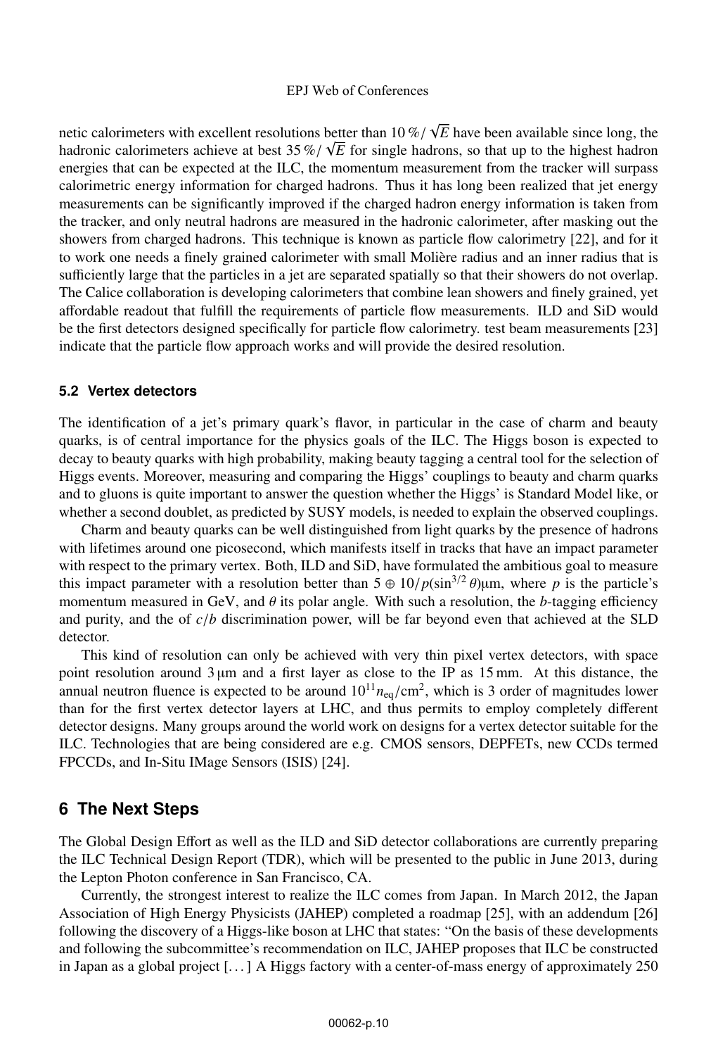netic calorimeters with excellent resolutions better than $10\,\%/\sqrt{E}$ have been available since long, the hadronic calorimeters achieve at best $35\,\%/\sqrt{E}$ for single hadrons, so that up to the highest hadron energies that can be expected at the ILC, the momentum measurement from the tracker will surpass calorimetric energy information for charged hadrons. Thus it has long been realized that jet energy measurements can be significantly improved if the charged hadron energy information is taken from the tracker, and only neutral hadrons are measured in the hadronic calorimeter, after masking out the showers from charged hadrons. This technique is known as particle flow calorimetry [22], and for it to work one needs a finely grained calorimeter with small Molière radius and an inner radius that is sufficiently large that the particles in a jet are separated spatially so that their showers do not overlap. The Calice collaboration is developing calorimeters that combine lean showers and finely grained, yet affordable readout that fulfill the requirements of particle flow measurements. ILD and SiD would be the first detectors designed specifically for particle flow calorimetry. test beam measurements [23] indicate that the particle flow approach works and will provide the desired resolution.

### 5.2 Vertex detectors

The identification of a jet's primary quark's flavor, in particular in the case of charm and beauty quarks, is of central importance for the physics goals of the ILC. The Higgs boson is expected to decay to beauty quarks with high probability, making beauty tagging a central tool for the selection of Higgs events. Moreover, measuring and comparing the Higgs' couplings to beauty and charm quarks and to gluons is quite important to answer the question whether the Higgs' is Standard Model like, or whether a second doublet, as predicted by SUSY models, is needed to explain the observed couplings.

Charm and beauty quarks can be well distinguished from light quarks by the presence of hadrons with lifetimes around one picosecond, which manifests itself in tracks that have an impact parameter with respect to the primary vertex. Both, ILD and SiD, have formulated the ambitious goal to measure this impact parameter with a resolution better than $5 \oplus 10/p(\sin^{3/2}\theta)\,\mu\text{m}$, where $p$ is the particle's momentum measured in GeV, and $\theta$ its polar angle. With such a resolution, the $b$-tagging efficiency and purity, and the of $c/b$ discrimination power, will be far beyond even that achieved at the SLD detector.

This kind of resolution can only be achieved with very thin pixel vertex detectors, with space point resolution around $3\,\mu\text{m}$ and a first layer as close to the IP as 15 mm. At this distance, the annual neutron fluence is expected to be around $10^{11} n_{\text{eq}}/\text{cm}^2$, which is 3 order of magnitudes lower than for the first vertex detector layers at LHC, and thus permits to employ completely different detector designs. Many groups around the world work on designs for a vertex detector suitable for the ILC. Technologies that are being considered are e.g. CMOS sensors, DEPFETs, new CCDs termed FPCCDs, and In-Situ IMage Sensors (ISIS) [24].

## 6 The Next Steps

The Global Design Effort as well as the ILD and SiD detector collaborations are currently preparing the ILC Technical Design Report (TDR), which will be presented to the public in June 2013, during the Lepton Photon conference in San Francisco, CA.

Currently, the strongest interest to realize the ILC comes from Japan. In March 2012, the Japan Association of High Energy Physicists (JAHEP) completed a roadmap [25], with an addendum [26] following the discovery of a Higgs-like boson at LHC that states: "On the basis of these developments and following the subcommittee's recommendation on ILC, JAHEP proposes that ILC be constructed in Japan as a global project [...] A Higgs factory with a center-of-mass energy of approximately 250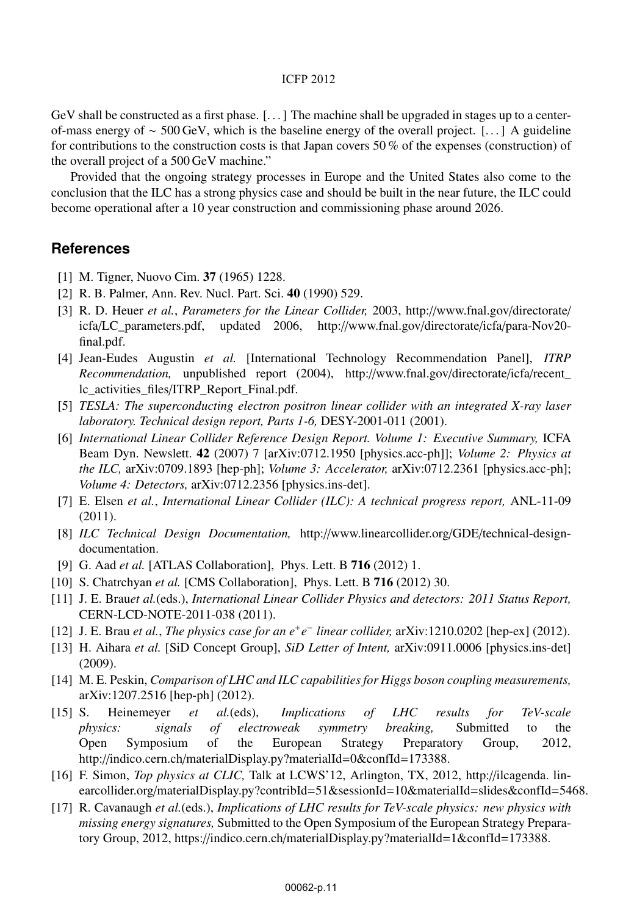GeV shall be constructed as a first phase. [...] The machine shall be upgraded in stages up to a center-of-mass energy of ~ 500 GeV, which is the baseline energy of the overall project. [...] A guideline for contributions to the construction costs is that Japan covers 50 % of the expenses (construction) of the overall project of a 500 GeV machine."

Provided that the ongoing strategy processes in Europe and the United States also come to the conclusion that the ILC has a strong physics case and should be built in the near future, the ILC could become operational after a 10 year construction and commissioning phase around 2026.

## References

[1] M. Tigner, Nuovo Cim. **37** (1965) 1228.

[2] R. B. Palmer, Ann. Rev. Nucl. Part. Sci. **40** (1990) 529.

[3] R. D. Heuer *et al.*, *Parameters for the Linear Collider,* 2003, http://www.fnal.gov/directorate/icfa/LC_parameters.pdf, updated 2006, http://www.fnal.gov/directorate/icfa/para-Nov20-final.pdf.

[4] Jean-Eudes Augustin *et al.* [International Technology Recommendation Panel], *ITRP Recommendation,* unpublished report (2004), http://www.fnal.gov/directorate/icfa/recent_lc_activities_files/ITRP_Report_Final.pdf.

[5] *TESLA: The superconducting electron positron linear collider with an integrated X-ray laser laboratory. Technical design report, Parts 1-6,* DESY-2001-011 (2001).

[6] *International Linear Collider Reference Design Report. Volume 1: Executive Summary,* ICFA Beam Dyn. Newslett. **42** (2007) 7 [arXiv:0712.1950 [physics.acc-ph]]; *Volume 2: Physics at the ILC,* arXiv:0709.1893 [hep-ph]; *Volume 3: Accelerator,* arXiv:0712.2361 [physics.acc-ph]; *Volume 4: Detectors,* arXiv:0712.2356 [physics.ins-det].

[7] E. Elsen *et al.*, *International Linear Collider (ILC): A technical progress report,* ANL-11-09 (2011).

[8] *ILC Technical Design Documentation,* http://www.linearcollider.org/GDE/technical-design-documentation.

[9] G. Aad *et al.* [ATLAS Collaboration], Phys. Lett. B **716** (2012) 1.

[10] S. Chatrchyan *et al.* [CMS Collaboration], Phys. Lett. B **716** (2012) 30.

[11] J. E. Brau*et al.*(eds.), *International Linear Collider Physics and detectors: 2011 Status Report,* CERN-LCD-NOTE-2011-038 (2011).

[12] J. E. Brau *et al.*, *The physics case for an $e^+e^-$ linear collider,* arXiv:1210.0202 [hep-ex] (2012).

[13] H. Aihara *et al.* [SiD Concept Group], *SiD Letter of Intent,* arXiv:0911.0006 [physics.ins-det] (2009).

[14] M. E. Peskin, *Comparison of LHC and ILC capabilities for Higgs boson coupling measurements,* arXiv:1207.2516 [hep-ph] (2012).

[15] S. Heinemeyer *et al.*(eds), *Implications of LHC results for TeV-scale physics: signals of electroweak symmetry breaking,* Submitted to the Open Symposium of the European Strategy Preparatory Group, 2012, http://indico.cern.ch/materialDisplay.py?materialId=0&confId=173388.

[16] F. Simon, *Top physics at CLIC,* Talk at LCWS'12, Arlington, TX, 2012, http://ilcagenda.linearcollider.org/materialDisplay.py?contribId=51&sessionId=10&materialId=slides&confId=5468.

[17] R. Cavanaugh *et al.*(eds.), *Implications of LHC results for TeV-scale physics: new physics with missing energy signatures,* Submitted to the Open Symposium of the European Strategy Preparatory Group, 2012, https://indico.cern.ch/materialDisplay.py?materialId=1&confId=173388.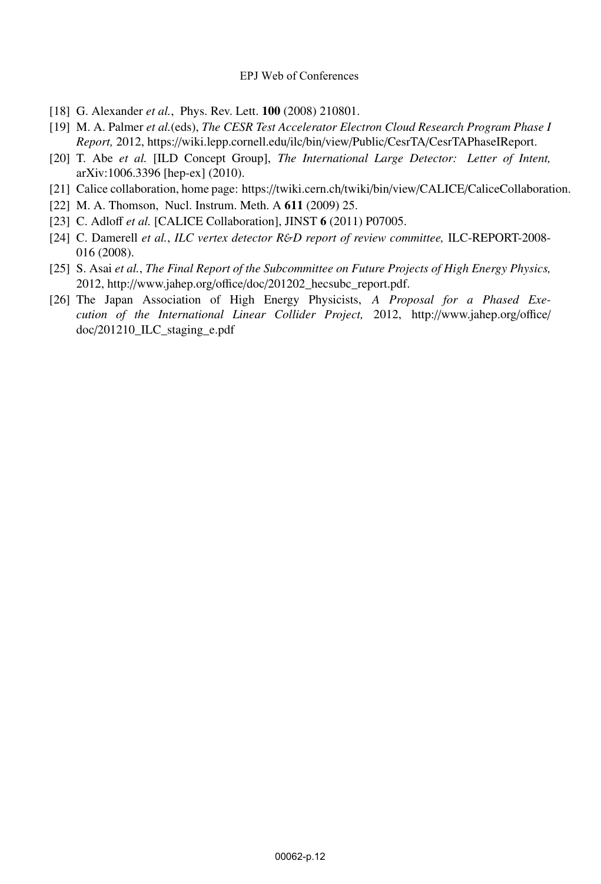[18] G. Alexander *et al.*, Phys. Rev. Lett. **100** (2008) 210801.

[19] M. A. Palmer *et al.*(eds), *The CESR Test Accelerator Electron Cloud Research Program Phase I Report,* 2012, https://wiki.lepp.cornell.edu/ilc/bin/view/Public/CesrTA/CesrTAPhaseIReport.

[20] T. Abe *et al.* [ILD Concept Group], *The International Large Detector: Letter of Intent,* arXiv:1006.3396 [hep-ex] (2010).

[21] Calice collaboration, home page: https://twiki.cern.ch/twiki/bin/view/CALICE/CaliceCollaboration.

[22] M. A. Thomson, Nucl. Instrum. Meth. A **611** (2009) 25.

[23] C. Adloff *et al.* [CALICE Collaboration], JINST **6** (2011) P07005.

[24] C. Damerell *et al.*, *ILC vertex detector R&D report of review committee,* ILC-REPORT-2008-016 (2008).

[25] S. Asai *et al.*, *The Final Report of the Subcommittee on Future Projects of High Energy Physics,* 2012, http://www.jahep.org/office/doc/201202_hecsubc_report.pdf.

[26] The Japan Association of High Energy Physicists, *A Proposal for a Phased Execution of the International Linear Collider Project,* 2012, http://www.jahep.org/office/doc/201210_ILC_staging_e.pdf